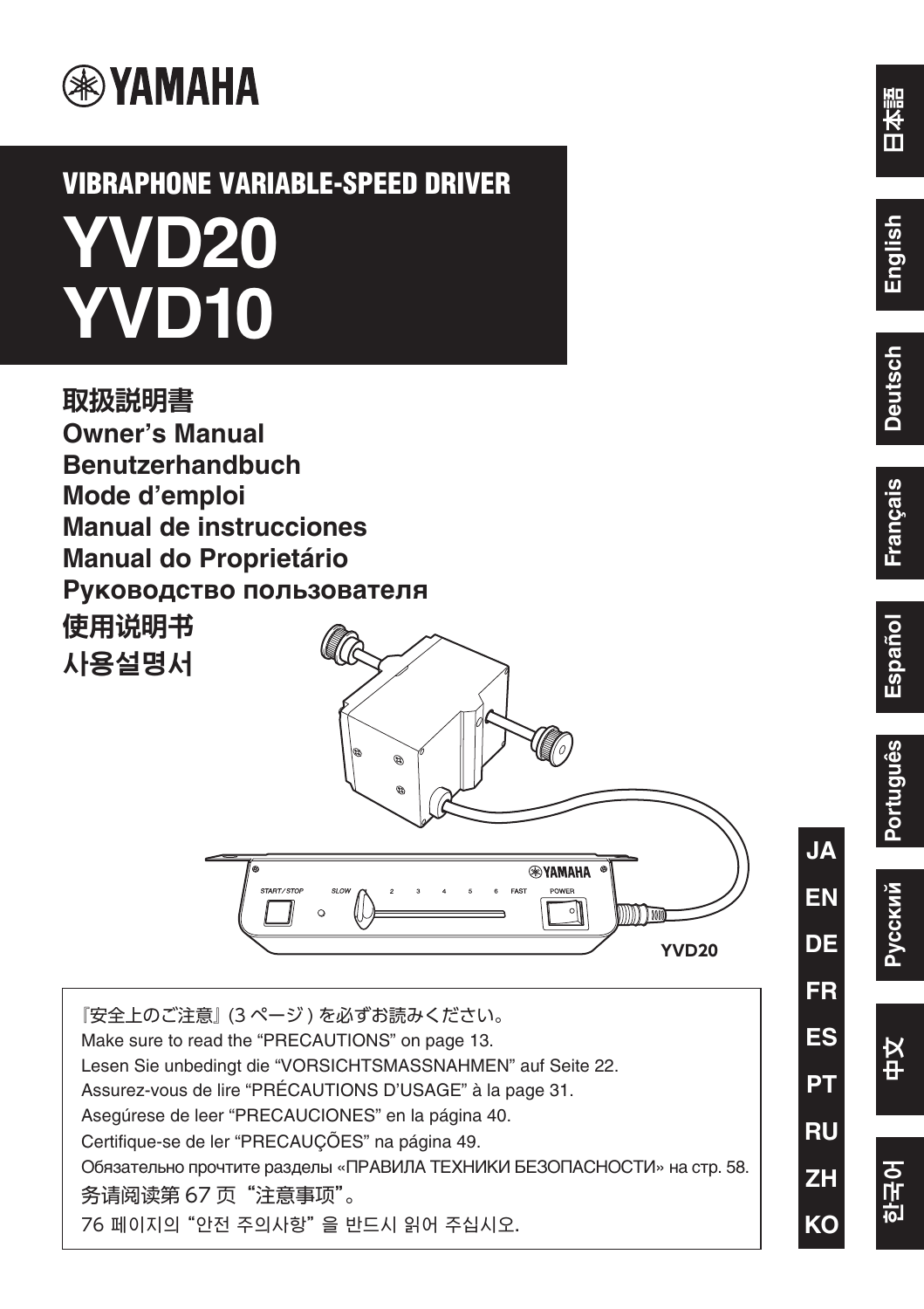# YAMAHA

## VIBRAPHONE VARIABLE-SPEED DRIVER

# YVD20
# YVD10

**取扱説明書**
**Owner's Manual**
**Benutzerhandbuch**
**Mode d'emploi**
**Manual de instrucciones**
**Manual do Proprietário**
**Руководство пользователя**
**使用说明书**
**사용설명서**

YVD20

『安全上のご注意』(3 ページ ) を必ずお読みください。
Make sure to read the "PRECAUTIONS" on page 13.
Lesen Sie unbedingt die "VORSICHTSMASSNAHMEN" auf Seite 22.
Assurez-vous de lire "PRÉCAUTIONS D'USAGE" à la page 31.
Asegúrese de leer "PRECAUCIONES" en la página 40.
Certifique-se de ler "PRECAUÇÕES" na página 49.
Обязательно прочтите разделы «ПРАВИЛА ТЕХНИКИ БЕЗОПАСНОСТИ» на стр. 58.
务请阅读第 67 页"注意事项"。
76 페이지의 "안전 주의사항" 을 반드시 읽어 주십시오.

JA
EN
DE
FR
ES
PT
RU
ZH
KO

日本語 | English | Deutsch | Français | Español | Português | Русский | 中文 | 한국어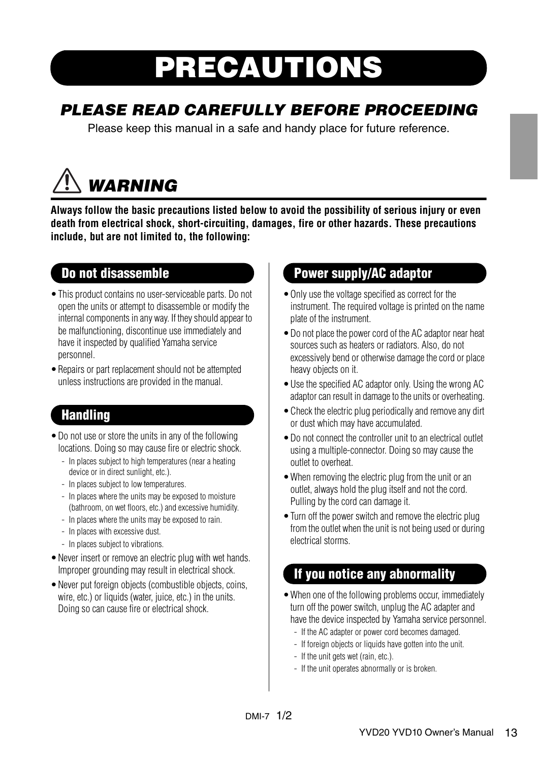# PRECAUTIONS

## *PLEASE READ CAREFULLY BEFORE PROCEEDING*

Please keep this manual in a safe and handy place for future reference.

## *WARNING*

**Always follow the basic precautions listed below to avoid the possibility of serious injury or even death from electrical shock, short-circuiting, damages, fire or other hazards. These precautions include, but are not limited to, the following:**

### Do not disassemble

- This product contains no user-serviceable parts. Do not open the units or attempt to disassemble or modify the internal components in any way. If they should appear to be malfunctioning, discontinue use immediately and have it inspected by qualified Yamaha service personnel.
- Repairs or part replacement should not be attempted unless instructions are provided in the manual.

### Handling

- Do not use or store the units in any of the following locations. Doing so may cause fire or electric shock.
  - In places subject to high temperatures (near a heating device or in direct sunlight, etc.).
  - In places subject to low temperatures.
  - In places where the units may be exposed to moisture (bathroom, on wet floors, etc.) and excessive humidity.
  - In places where the units may be exposed to rain.
  - In places with excessive dust.
  - In places subject to vibrations.
- Never insert or remove an electric plug with wet hands. Improper grounding may result in electrical shock.
- Never put foreign objects (combustible objects, coins, wire, etc.) or liquids (water, juice, etc.) in the units. Doing so can cause fire or electrical shock.

### Power supply/AC adaptor

- Only use the voltage specified as correct for the instrument. The required voltage is printed on the name plate of the instrument.
- Do not place the power cord of the AC adaptor near heat sources such as heaters or radiators. Also, do not excessively bend or otherwise damage the cord or place heavy objects on it.
- Use the specified AC adaptor only. Using the wrong AC adaptor can result in damage to the units or overheating.
- Check the electric plug periodically and remove any dirt or dust which may have accumulated.
- Do not connect the controller unit to an electrical outlet using a multiple-connector. Doing so may cause the outlet to overheat.
- When removing the electric plug from the unit or an outlet, always hold the plug itself and not the cord. Pulling by the cord can damage it.
- Turn off the power switch and remove the electric plug from the outlet when the unit is not being used or during electrical storms.

### If you notice any abnormality

- When one of the following problems occur, immediately turn off the power switch, unplug the AC adapter and have the device inspected by Yamaha service personnel.
  - If the AC adapter or power cord becomes damaged.
  - If foreign objects or liquids have gotten into the unit.
  - If the unit gets wet (rain, etc.).
  - If the unit operates abnormally or is broken.

DMI-7 1/2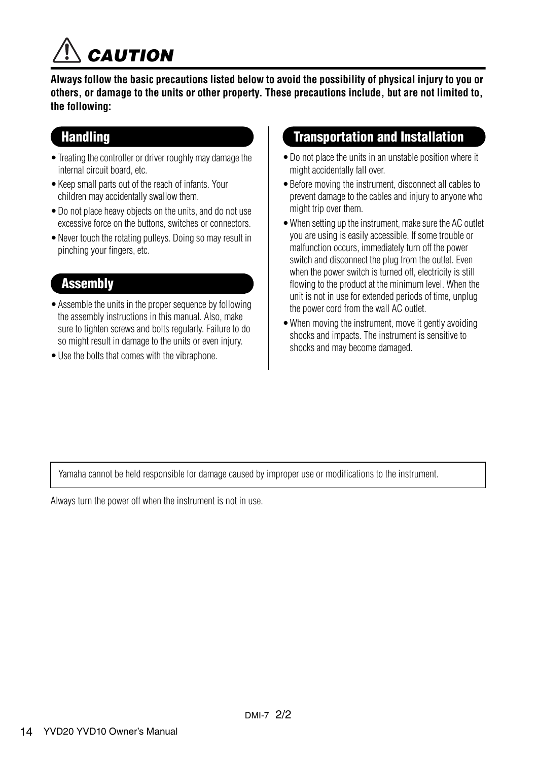# CAUTION

**Always follow the basic precautions listed below to avoid the possibility of physical injury to you or others, or damage to the units or other property. These precautions include, but are not limited to, the following:**

## Handling

- Treating the controller or driver roughly may damage the internal circuit board, etc.
- Keep small parts out of the reach of infants. Your children may accidentally swallow them.
- Do not place heavy objects on the units, and do not use excessive force on the buttons, switches or connectors.
- Never touch the rotating pulleys. Doing so may result in pinching your fingers, etc.

## Assembly

- Assemble the units in the proper sequence by following the assembly instructions in this manual. Also, make sure to tighten screws and bolts regularly. Failure to do so might result in damage to the units or even injury.
- Use the bolts that comes with the vibraphone.

## Transportation and Installation

- Do not place the units in an unstable position where it might accidentally fall over.
- Before moving the instrument, disconnect all cables to prevent damage to the cables and injury to anyone who might trip over them.
- When setting up the instrument, make sure the AC outlet you are using is easily accessible. If some trouble or malfunction occurs, immediately turn off the power switch and disconnect the plug from the outlet. Even when the power switch is turned off, electricity is still flowing to the product at the minimum level. When the unit is not in use for extended periods of time, unplug the power cord from the wall AC outlet.
- When moving the instrument, move it gently avoiding shocks and impacts. The instrument is sensitive to shocks and may become damaged.

Yamaha cannot be held responsible for damage caused by improper use or modifications to the instrument.

Always turn the power off when the instrument is not in use.

DMI-7 2/2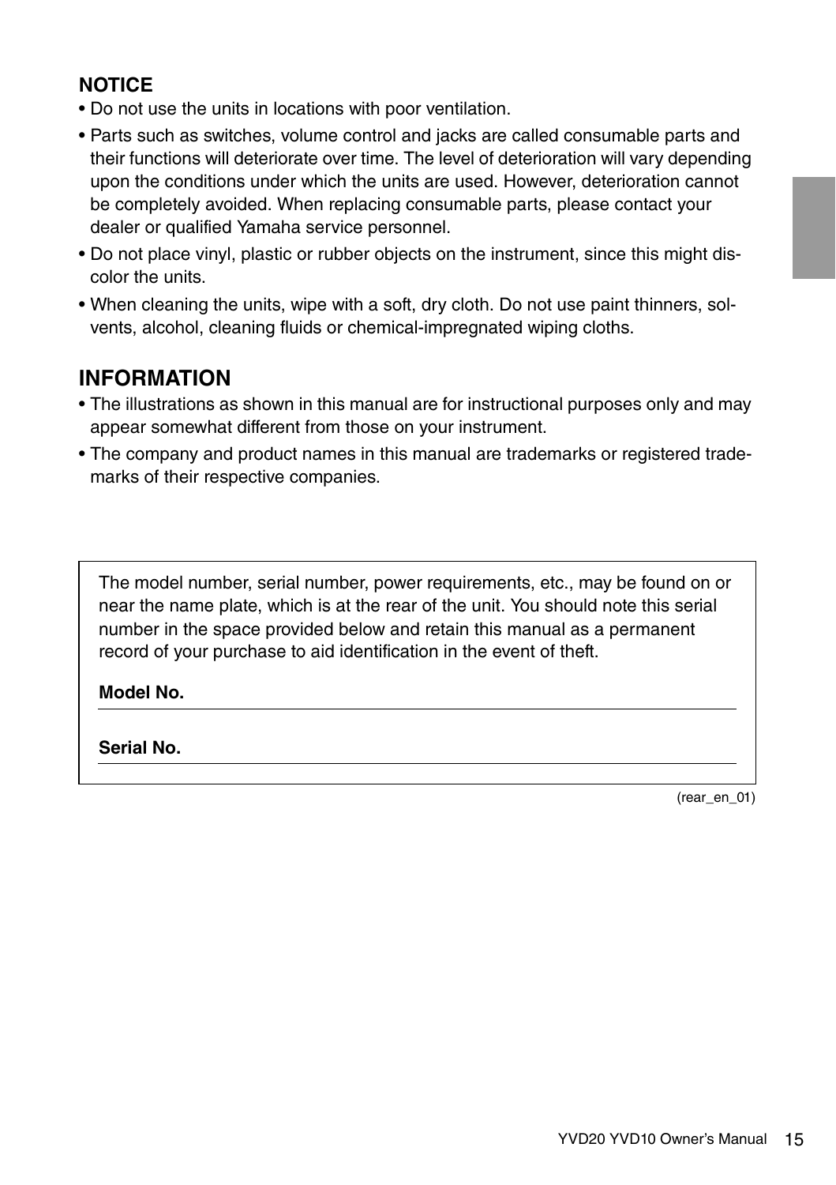## NOTICE

- Do not use the units in locations with poor ventilation.
- Parts such as switches, volume control and jacks are called consumable parts and their functions will deteriorate over time. The level of deterioration will vary depending upon the conditions under which the units are used. However, deterioration cannot be completely avoided. When replacing consumable parts, please contact your dealer or qualified Yamaha service personnel.
- Do not place vinyl, plastic or rubber objects on the instrument, since this might discolor the units.
- When cleaning the units, wipe with a soft, dry cloth. Do not use paint thinners, solvents, alcohol, cleaning fluids or chemical-impregnated wiping cloths.

## INFORMATION

- The illustrations as shown in this manual are for instructional purposes only and may appear somewhat different from those on your instrument.
- The company and product names in this manual are trademarks or registered trademarks of their respective companies.

The model number, serial number, power requirements, etc., may be found on or near the name plate, which is at the rear of the unit. You should note this serial number in the space provided below and retain this manual as a permanent record of your purchase to aid identification in the event of theft.

**Model No.** \_\_\_\_\_\_\_\_\_\_\_\_\_\_\_\_\_\_\_\_\_\_\_\_\_\_\_\_\_\_

**Serial No.** \_\_\_\_\_\_\_\_\_\_\_\_\_\_\_\_\_\_\_\_\_\_\_\_\_\_\_\_\_\_

(rear_en_01)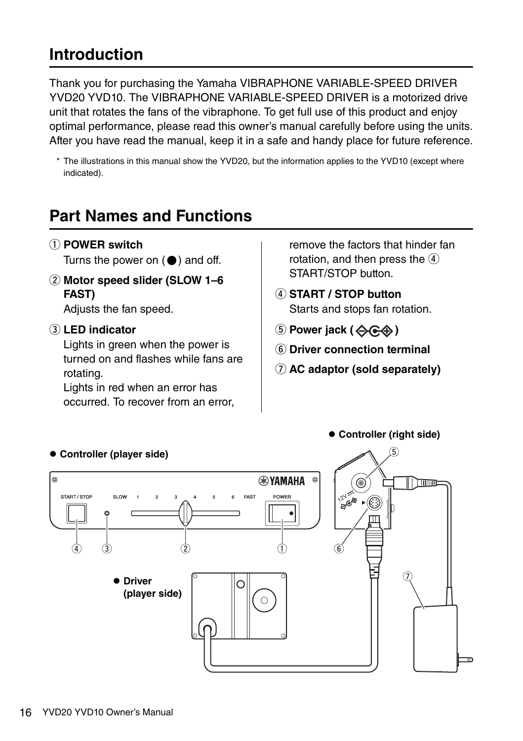## Introduction

Thank you for purchasing the Yamaha VIBRAPHONE VARIABLE-SPEED DRIVER YVD20 YVD10. The VIBRAPHONE VARIABLE-SPEED DRIVER is a motorized drive unit that rotates the fans of the vibraphone. To get full use of this product and enjoy optimal performance, please read this owner's manual carefully before using the units. After you have read the manual, keep it in a safe and handy place for future reference.

\* The illustrations in this manual show the YVD20, but the information applies to the YVD10 (except where indicated).

## Part Names and Functions

① **POWER switch**
Turns the power on (●) and off.

② **Motor speed slider (SLOW 1–6 FAST)**
Adjusts the fan speed.

③ **LED indicator**
Lights in green when the power is turned on and flashes while fans are rotating.
Lights in red when an error has occurred. To recover from an error, remove the factors that hinder fan rotation, and then press the ④ START/STOP button.

④ **START / STOP button**
Starts and stops fan rotation.

⑤ **Power jack ( )**

⑥ **Driver connection terminal**

⑦ **AC adaptor (sold separately)**

● Controller (right side)

● Controller (player side)

● Driver (player side)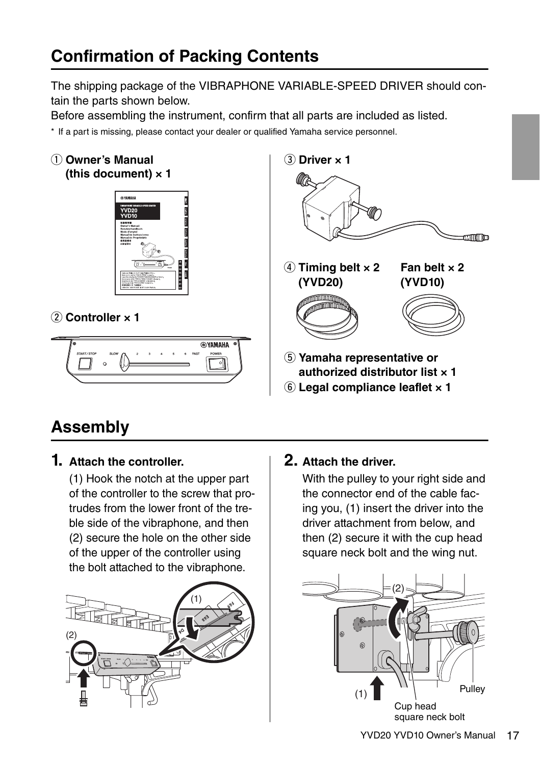## Confirmation of Packing Contents

The shipping package of the VIBRAPHONE VARIABLE-SPEED DRIVER should contain the parts shown below.
Before assembling the instrument, confirm that all parts are included as listed.

\* If a part is missing, please contact your dealer or qualified Yamaha service personnel.

① **Owner's Manual (this document) × 1**

② **Controller × 1**

③ **Driver × 1**

④ **Timing belt × 2 (YVD20)** **Fan belt × 2 (YVD10)**

⑤ **Yamaha representative or authorized distributor list × 1**

⑥ **Legal compliance leaflet × 1**

## Assembly

**1. Attach the controller.**

(1) Hook the notch at the upper part of the controller to the screw that protrudes from the lower front of the treble side of the vibraphone, and then (2) secure the hole on the other side of the upper of the controller using the bolt attached to the vibraphone.

**2. Attach the driver.**

With the pulley to your right side and the connector end of the cable facing you, (1) insert the driver into the driver attachment from below, and then (2) secure it with the cup head square neck bolt and the wing nut.

Pulley

Cup head square neck bolt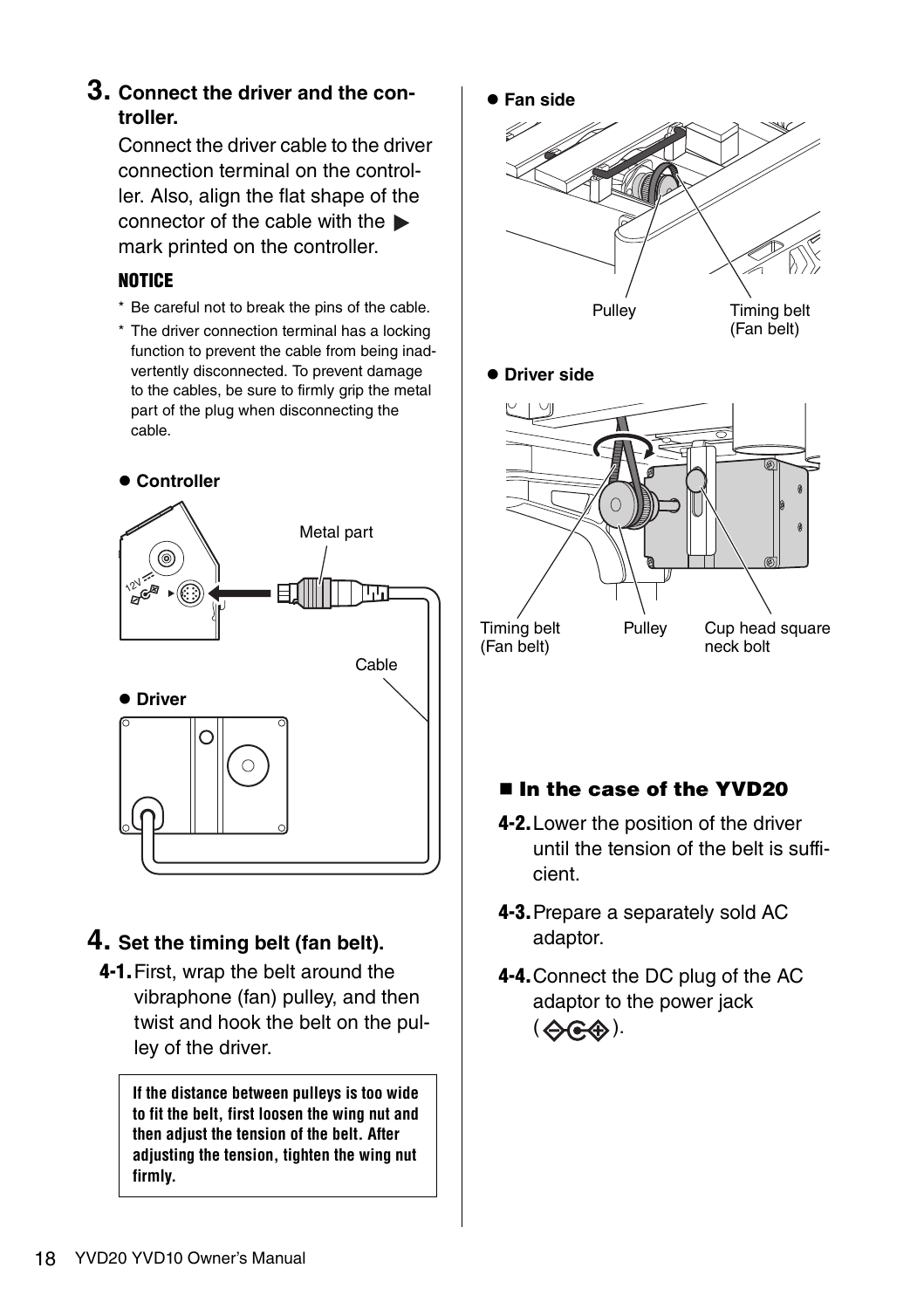## 3. Connect the driver and the controller.

Connect the driver cable to the driver connection terminal on the controller. Also, align the flat shape of the connector of the cable with the ▶ mark printed on the controller.

**NOTICE**

- * Be careful not to break the pins of the cable.
- * The driver connection terminal has a locking function to prevent the cable from being inadvertently disconnected. To prevent damage to the cables, be sure to firmly grip the metal part of the plug when disconnecting the cable.

● **Controller**

Metal part

Cable

● **Driver**

## 4. Set the timing belt (fan belt).

**4-1.** First, wrap the belt around the vibraphone (fan) pulley, and then twist and hook the belt on the pulley of the driver.

> **If the distance between pulleys is too wide to fit the belt, first loosen the wing nut and then adjust the tension of the belt. After adjusting the tension, tighten the wing nut firmly.**

● **Fan side**

Pulley

Timing belt (Fan belt)

● **Driver side**

Timing belt (Fan belt)

Pulley

Cup head square neck bolt

### ■ In the case of the YVD20

**4-2.** Lower the position of the driver until the tension of the belt is sufficient.

**4-3.** Prepare a separately sold AC adaptor.

**4-4.** Connect the DC plug of the AC adaptor to the power jack (⊖-C-⊕).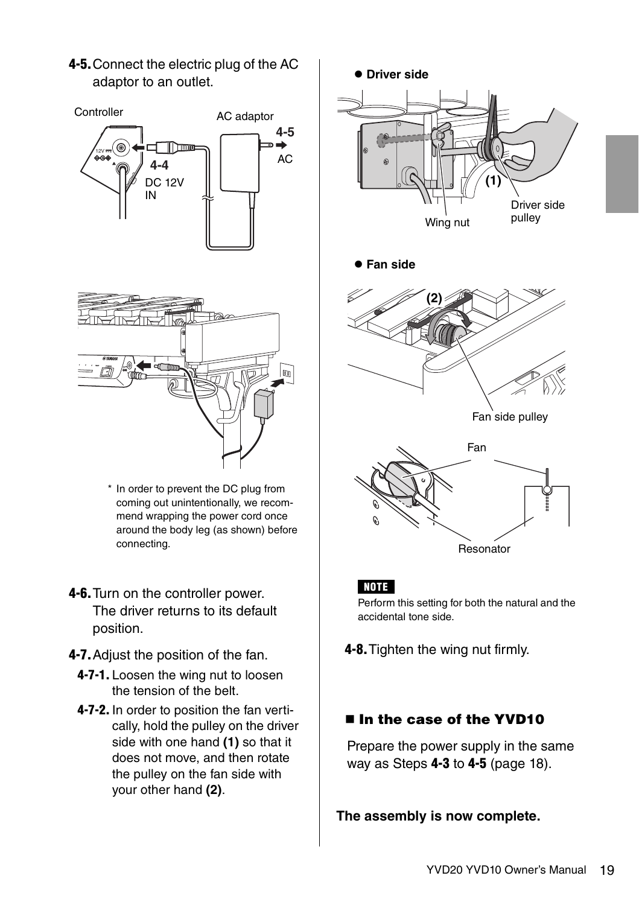**4-5.** Connect the electric plug of the AC adaptor to an outlet.

\* In order to prevent the DC plug from coming out unintentionally, we recommend wrapping the power cord once around the body leg (as shown) before connecting.

**4-6.** Turn on the controller power. The driver returns to its default position.

**4-7.** Adjust the position of the fan.

**4-7-1.** Loosen the wing nut to loosen the tension of the belt.

**4-7-2.** In order to position the fan vertically, hold the pulley on the driver side with one hand **(1)** so that it does not move, and then rotate the pulley on the fan side with your other hand **(2)**.

- **Driver side**

- **Fan side**

**NOTE**

Perform this setting for both the natural and the accidental tone side.

**4-8.** Tighten the wing nut firmly.

## ■ In the case of the YVD10

Prepare the power supply in the same way as Steps **4-3** to **4-5** (page 18).

**The assembly is now complete.**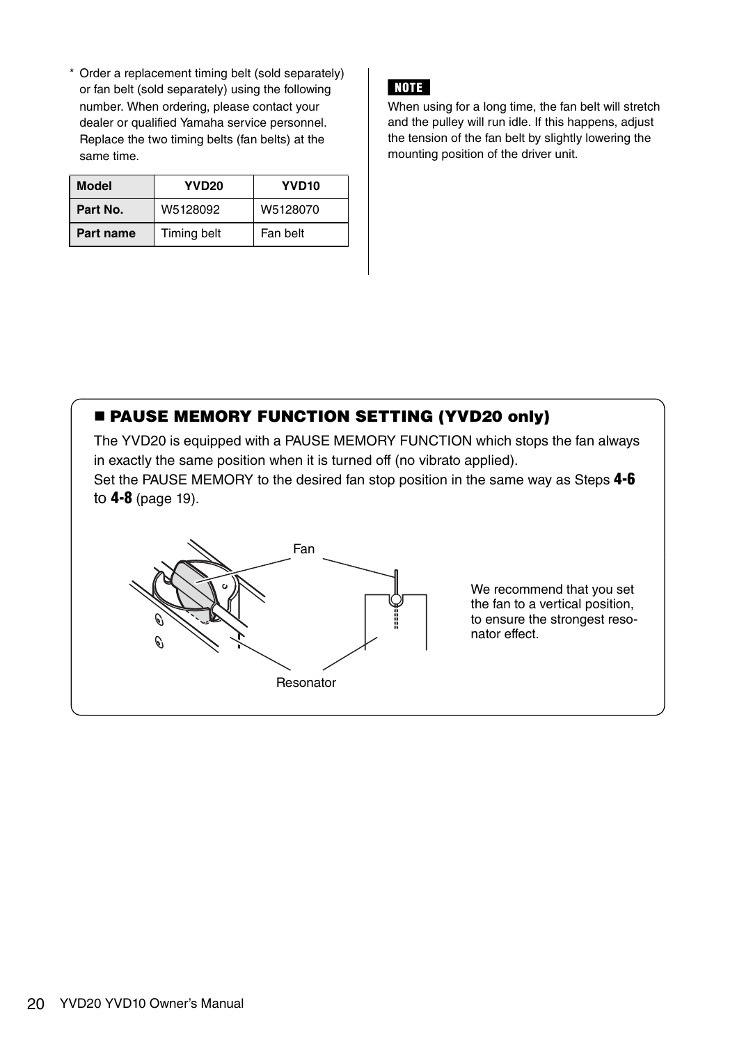* Order a replacement timing belt (sold separately) or fan belt (sold separately) using the following number. When ordering, please contact your dealer or qualified Yamaha service personnel. Replace the two timing belts (fan belts) at the same time.

| Model | YVD20 | YVD10 |
|---|---|---|
| Part No. | W5128092 | W5128070 |
| Part name | Timing belt | Fan belt |

**NOTE**

When using for a long time, the fan belt will stretch and the pulley will run idle. If this happens, adjust the tension of the fan belt by slightly lowering the mounting position of the driver unit.

## ■ PAUSE MEMORY FUNCTION SETTING (YVD20 only)

The YVD20 is equipped with a PAUSE MEMORY FUNCTION which stops the fan always in exactly the same position when it is turned off (no vibrato applied).

Set the PAUSE MEMORY to the desired fan stop position in the same way as Steps **4-6** to **4-8** (page 19).

Fan

Resonator

We recommend that you set the fan to a vertical position, to ensure the strongest resonator effect.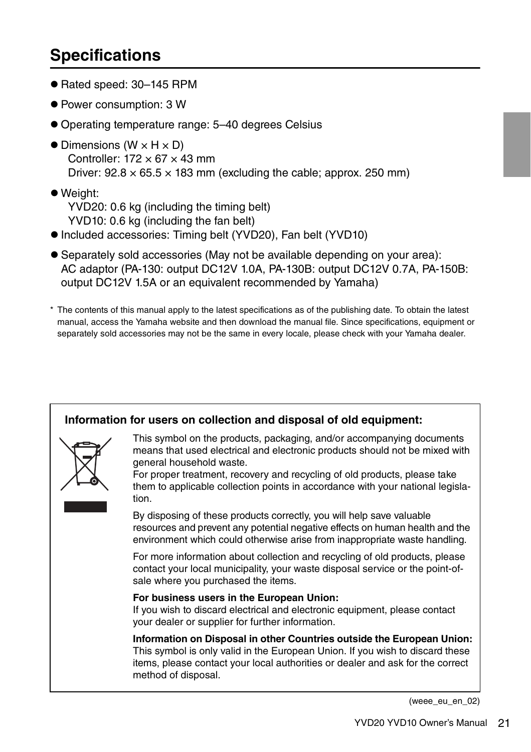## Specifications

- Rated speed: 30–145 RPM
- Power consumption: 3 W
- Operating temperature range: 5–40 degrees Celsius
- Dimensions (W × H × D)
  Controller: 172 × 67 × 43 mm
  Driver: 92.8 × 65.5 × 183 mm (excluding the cable; approx. 250 mm)
- Weight:
  YVD20: 0.6 kg (including the timing belt)
  YVD10: 0.6 kg (including the fan belt)
- Included accessories: Timing belt (YVD20), Fan belt (YVD10)
- Separately sold accessories (May not be available depending on your area):
  AC adaptor (PA-130: output DC12V 1.0A, PA-130B: output DC12V 0.7A, PA-150B: output DC12V 1.5A or an equivalent recommended by Yamaha)

\* The contents of this manual apply to the latest specifications as of the publishing date. To obtain the latest manual, access the Yamaha website and then download the manual file. Since specifications, equipment or separately sold accessories may not be the same in every locale, please check with your Yamaha dealer.

**Information for users on collection and disposal of old equipment:**

This symbol on the products, packaging, and/or accompanying documents means that used electrical and electronic products should not be mixed with general household waste.
For proper treatment, recovery and recycling of old products, please take them to applicable collection points in accordance with your national legislation.

By disposing of these products correctly, you will help save valuable resources and prevent any potential negative effects on human health and the environment which could otherwise arise from inappropriate waste handling.

For more information about collection and recycling of old products, please contact your local municipality, your waste disposal service or the point-of-sale where you purchased the items.

**For business users in the European Union:**
If you wish to discard electrical and electronic equipment, please contact your dealer or supplier for further information.

**Information on Disposal in other Countries outside the European Union:**
This symbol is only valid in the European Union. If you wish to discard these items, please contact your local authorities or dealer and ask for the correct method of disposal.

(weee_eu_en_02)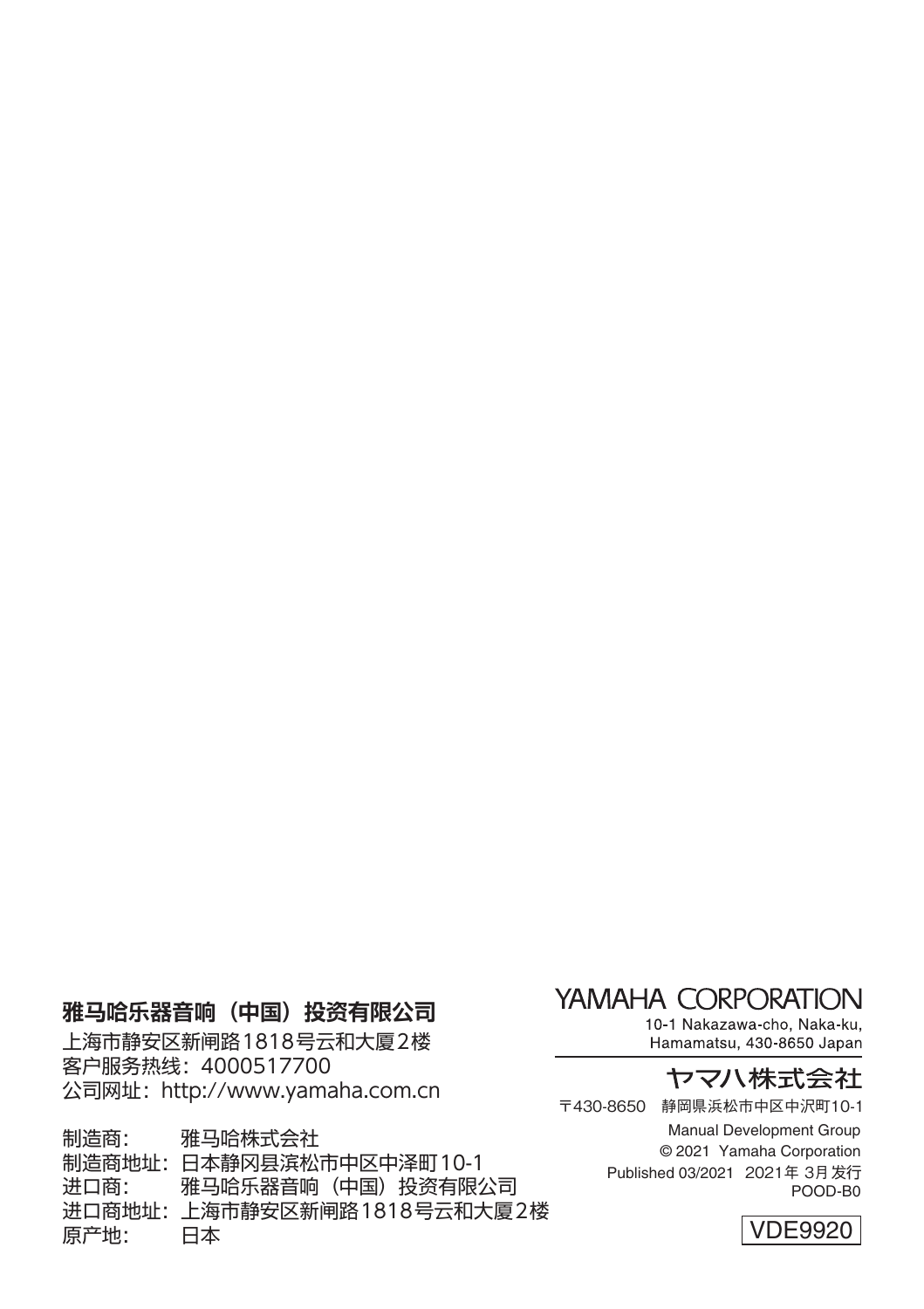**雅马哈乐器音响（中国）投资有限公司**

上海市静安区新闸路1818号云和大厦2楼
客户服务热线：4000517700
公司网址：http://www.yamaha.com.cn

制造商：　　雅马哈株式会社
制造商地址：日本静冈县滨松市中区中泽町10-1
进口商：　　雅马哈乐器音响（中国）投资有限公司
进口商地址：上海市静安区新闸路1818号云和大厦2楼
原产地：　　日本

YAMAHA CORPORATION

10-1 Nakazawa-cho, Naka-ku,
Hamamatsu, 430-8650 Japan

ヤマハ株式会社

〒430-8650　静岡県浜松市中区中沢町10-1

Manual Development Group
© 2021 Yamaha Corporation
Published 03/2021 2021年 3月 发行
POOD-B0

VDE9920